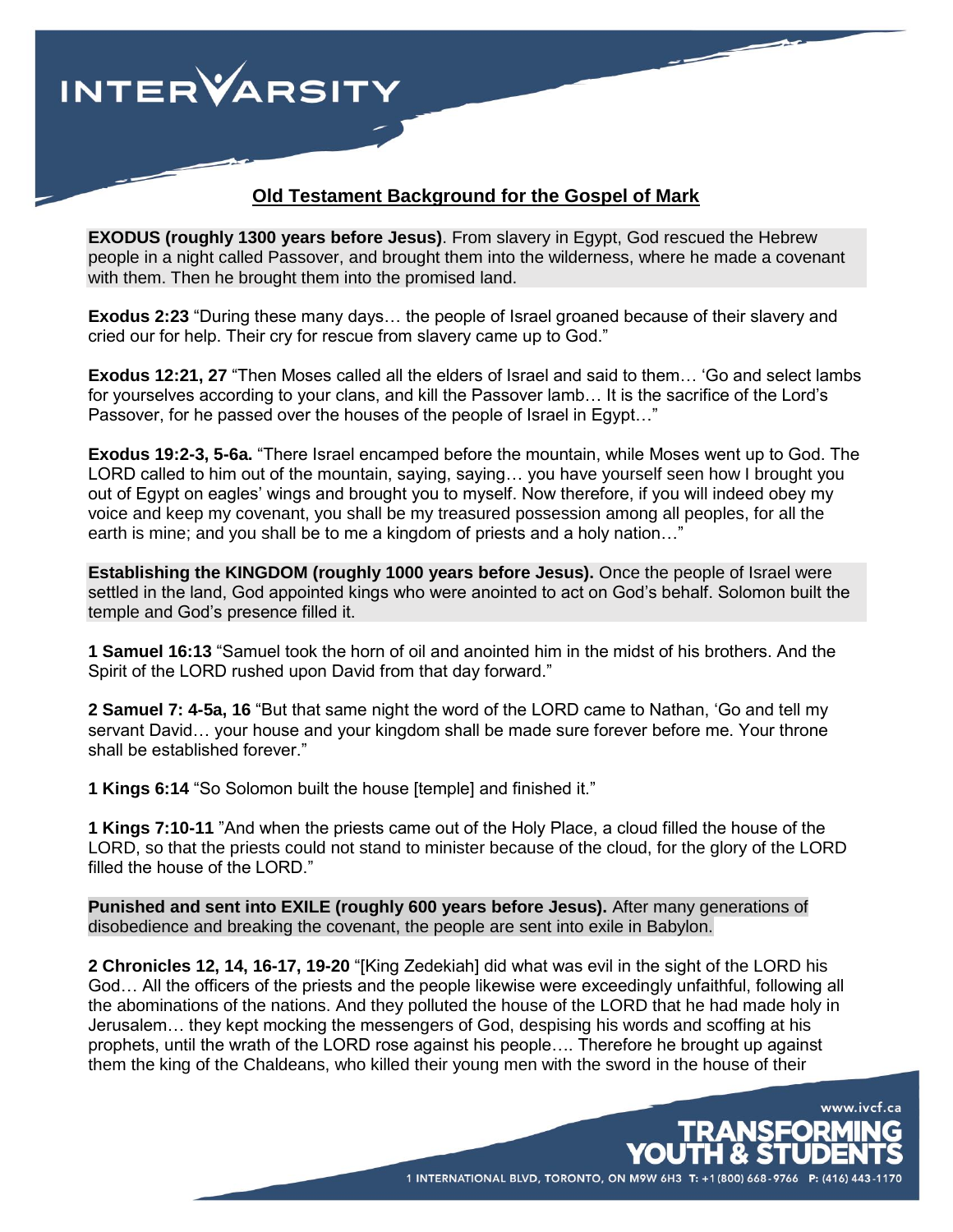## Old Testament Background for the Gospel of Mark

**EXODUS (roughly 1300 years before Jesus)**. From slavery in Egypt, God rescued the Hebrew people in a night called Passover, and brought them into the wilderness, where he made a covenant with them. Then he brought them into the promised land.

**Exodus 2:23** "During these many days… the people of Israel groaned because of their slavery and cried our for help. Their cry for rescue from slavery came up to God."

**Exodus 12:21, 27** "Then Moses called all the elders of Israel and said to them… 'Go and select lambs for yourselves according to your clans, and kill the Passover lamb… It is the sacrifice of the Lord's Passover, for he passed over the houses of the people of Israel in Egypt…"

**Exodus 19:2-3, 5-6a.** "There Israel encamped before the mountain, while Moses went up to God. The LORD called to him out of the mountain, saying, saying… you have yourself seen how I brought you out of Egypt on eagles' wings and brought you to myself. Now therefore, if you will indeed obey my voice and keep my covenant, you shall be my treasured possession among all peoples, for all the earth is mine; and you shall be to me a kingdom of priests and a holy nation…"

**Establishing the KINGDOM (roughly 1000 years before Jesus).** Once the people of Israel were settled in the land, God appointed kings who were anointed to act on God's behalf. Solomon built the temple and God's presence filled it.

**1 Samuel 16:13** "Samuel took the horn of oil and anointed him in the midst of his brothers. And the Spirit of the LORD rushed upon David from that day forward."

**2 Samuel 7: 4-5a, 16** "But that same night the word of the LORD came to Nathan, 'Go and tell my servant David… your house and your kingdom shall be made sure forever before me. Your throne shall be established forever."

**1 Kings 6:14** "So Solomon built the house [temple] and finished it."

**1 Kings 7:10-11** "And when the priests came out of the Holy Place, a cloud filled the house of the LORD, so that the priests could not stand to minister because of the cloud, for the glory of the LORD filled the house of the LORD."

**Punished and sent into EXILE (roughly 600 years before Jesus).** After many generations of disobedience and breaking the covenant, the people are sent into exile in Babylon.

**2 Chronicles 12, 14, 16-17, 19-20** "[King Zedekiah] did what was evil in the sight of the LORD his God… All the officers of the priests and the people likewise were exceedingly unfaithful, following all the abominations of the nations. And they polluted the house of the LORD that he had made holy in Jerusalem… they kept mocking the messengers of God, despising his words and scoffing at his prophets, until the wrath of the LORD rose against his people…. Therefore he brought up against them the king of the Chaldeans, who killed their young men with the sword in the house of their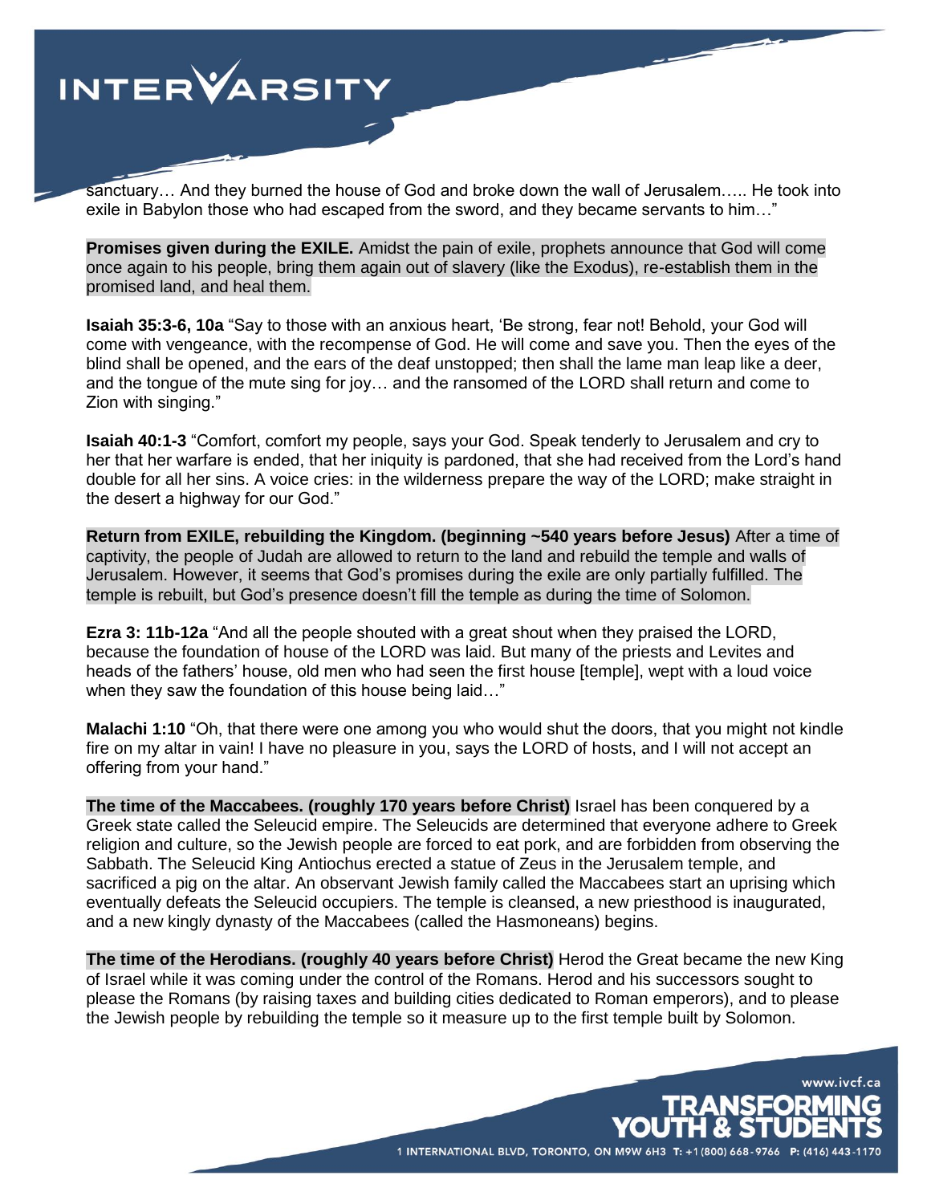sanctuary… And they burned the house of God and broke down the wall of Jerusalem….. He took into exile in Babylon those who had escaped from the sword, and they became servants to him…"

**Promises given during the EXILE.** Amidst the pain of exile, prophets announce that God will come once again to his people, bring them again out of slavery (like the Exodus), re-establish them in the promised land, and heal them.

**Isaiah 35:3-6, 10a** "Say to those with an anxious heart, 'Be strong, fear not! Behold, your God will come with vengeance, with the recompense of God. He will come and save you. Then the eyes of the blind shall be opened, and the ears of the deaf unstopped; then shall the lame man leap like a deer, and the tongue of the mute sing for joy… and the ransomed of the LORD shall return and come to Zion with singing."

**Isaiah 40:1-3** "Comfort, comfort my people, says your God. Speak tenderly to Jerusalem and cry to her that her warfare is ended, that her iniquity is pardoned, that she had received from the Lord's hand double for all her sins. A voice cries: in the wilderness prepare the way of the LORD; make straight in the desert a highway for our God."

**Return from EXILE, rebuilding the Kingdom. (beginning ~540 years before Jesus)** After a time of captivity, the people of Judah are allowed to return to the land and rebuild the temple and walls of Jerusalem. However, it seems that God's promises during the exile are only partially fulfilled. The temple is rebuilt, but God's presence doesn't fill the temple as during the time of Solomon.

**Ezra 3: 11b-12a** "And all the people shouted with a great shout when they praised the LORD, because the foundation of house of the LORD was laid. But many of the priests and Levites and heads of the fathers' house, old men who had seen the first house [temple], wept with a loud voice when they saw the foundation of this house being laid…"

**Malachi 1:10** "Oh, that there were one among you who would shut the doors, that you might not kindle fire on my altar in vain! I have no pleasure in you, says the LORD of hosts, and I will not accept an offering from your hand."

**The time of the Maccabees. (roughly 170 years before Christ)** Israel has been conquered by a Greek state called the Seleucid empire. The Seleucids are determined that everyone adhere to Greek religion and culture, so the Jewish people are forced to eat pork, and are forbidden from observing the Sabbath. The Seleucid King Antiochus erected a statue of Zeus in the Jerusalem temple, and sacrificed a pig on the altar. An observant Jewish family called the Maccabees start an uprising which eventually defeats the Seleucid occupiers. The temple is cleansed, a new priesthood is inaugurated, and a new kingly dynasty of the Maccabees (called the Hasmoneans) begins.

**The time of the Herodians. (roughly 40 years before Christ)** Herod the Great became the new King of Israel while it was coming under the control of the Romans. Herod and his successors sought to please the Romans (by raising taxes and building cities dedicated to Roman emperors), and to please the Jewish people by rebuilding the temple so it measure up to the first temple built by Solomon.